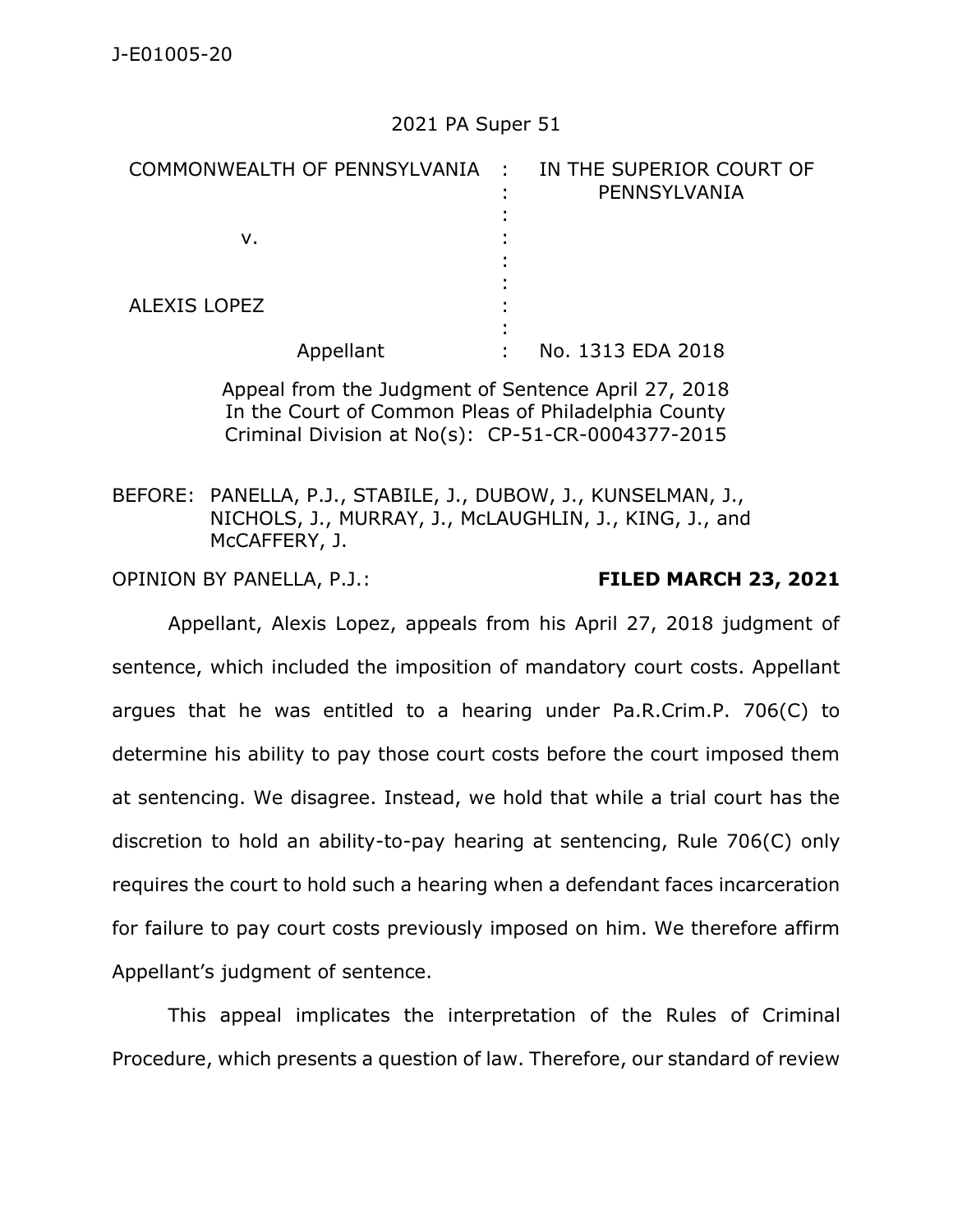J-E01005-20

2021 PA Super 51

| COMMONWEALTH OF PENNSYLVANIA | : | IN THE SUPERIOR COURT OF PENNSYLVANIA |
|---|---|---|
| v. | : | |
| ALEXIS LOPEZ | : | |
| Appellant | : | No. 1313 EDA 2018 |

Appeal from the Judgment of Sentence April 27, 2018
In the Court of Common Pleas of Philadelphia County
Criminal Division at No(s): CP-51-CR-0004377-2015

BEFORE: PANELLA, P.J., STABILE, J., DUBOW, J., KUNSELMAN, J., NICHOLS, J., MURRAY, J., McLAUGHLIN, J., KING, J., and McCAFFERY, J.

OPINION BY PANELLA, P.J.: **FILED MARCH 23, 2021**

Appellant, Alexis Lopez, appeals from his April 27, 2018 judgment of sentence, which included the imposition of mandatory court costs. Appellant argues that he was entitled to a hearing under Pa.R.Crim.P. 706(C) to determine his ability to pay those court costs before the court imposed them at sentencing. We disagree. Instead, we hold that while a trial court has the discretion to hold an ability-to-pay hearing at sentencing, Rule 706(C) only requires the court to hold such a hearing when a defendant faces incarceration for failure to pay court costs previously imposed on him. We therefore affirm Appellant's judgment of sentence.

This appeal implicates the interpretation of the Rules of Criminal Procedure, which presents a question of law. Therefore, our standard of review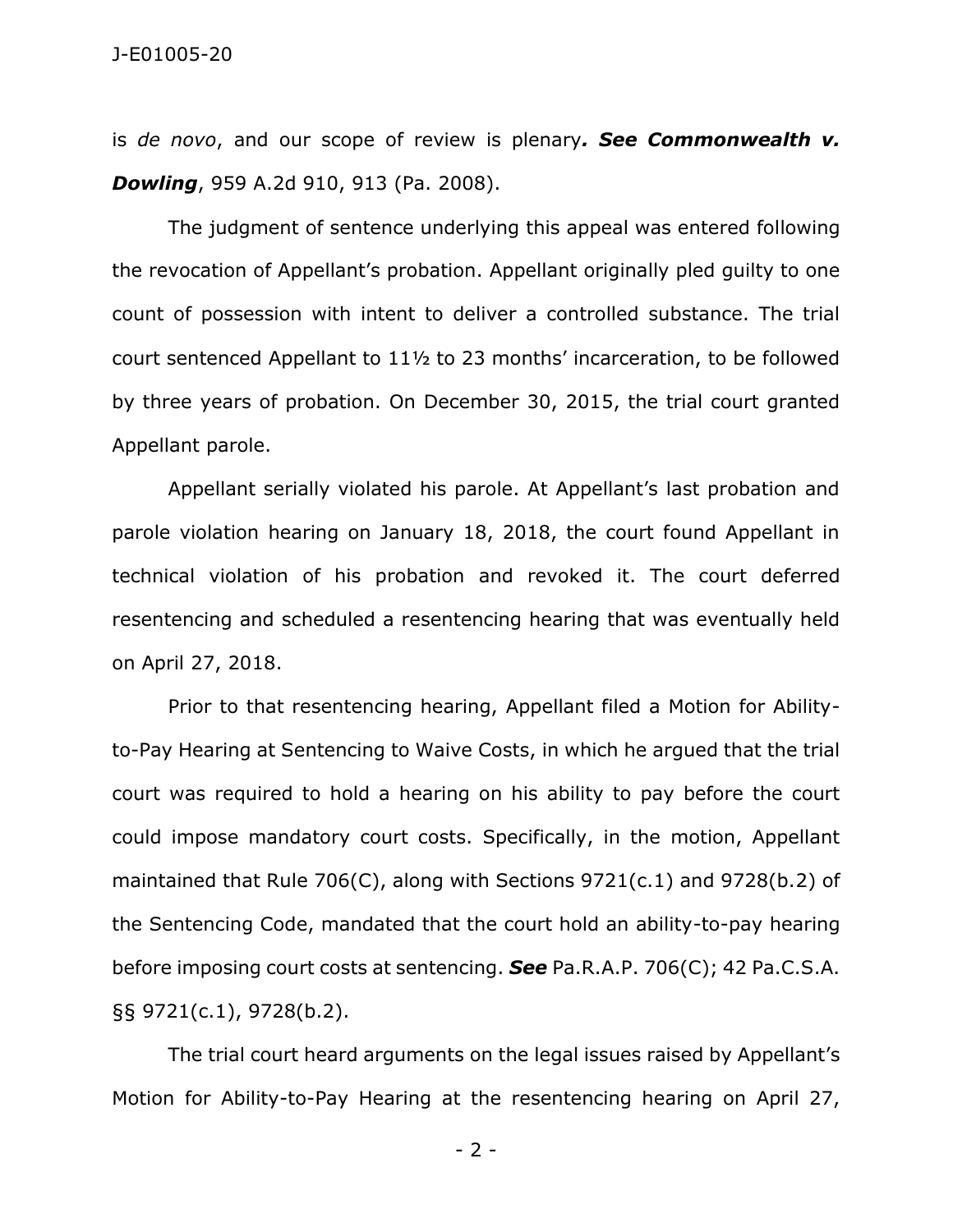is *de novo*, and our scope of review is plenary***. See Commonwealth v. Dowling***, 959 A.2d 910, 913 (Pa. 2008).

The judgment of sentence underlying this appeal was entered following the revocation of Appellant's probation. Appellant originally pled guilty to one count of possession with intent to deliver a controlled substance. The trial court sentenced Appellant to 11½ to 23 months' incarceration, to be followed by three years of probation. On December 30, 2015, the trial court granted Appellant parole.

Appellant serially violated his parole. At Appellant's last probation and parole violation hearing on January 18, 2018, the court found Appellant in technical violation of his probation and revoked it. The court deferred resentencing and scheduled a resentencing hearing that was eventually held on April 27, 2018.

Prior to that resentencing hearing, Appellant filed a Motion for Ability-to-Pay Hearing at Sentencing to Waive Costs, in which he argued that the trial court was required to hold a hearing on his ability to pay before the court could impose mandatory court costs. Specifically, in the motion, Appellant maintained that Rule 706(C), along with Sections 9721(c.1) and 9728(b.2) of the Sentencing Code, mandated that the court hold an ability-to-pay hearing before imposing court costs at sentencing. ***See*** Pa.R.A.P. 706(C); 42 Pa.C.S.A. §§ 9721(c.1), 9728(b.2).

The trial court heard arguments on the legal issues raised by Appellant's Motion for Ability-to-Pay Hearing at the resentencing hearing on April 27,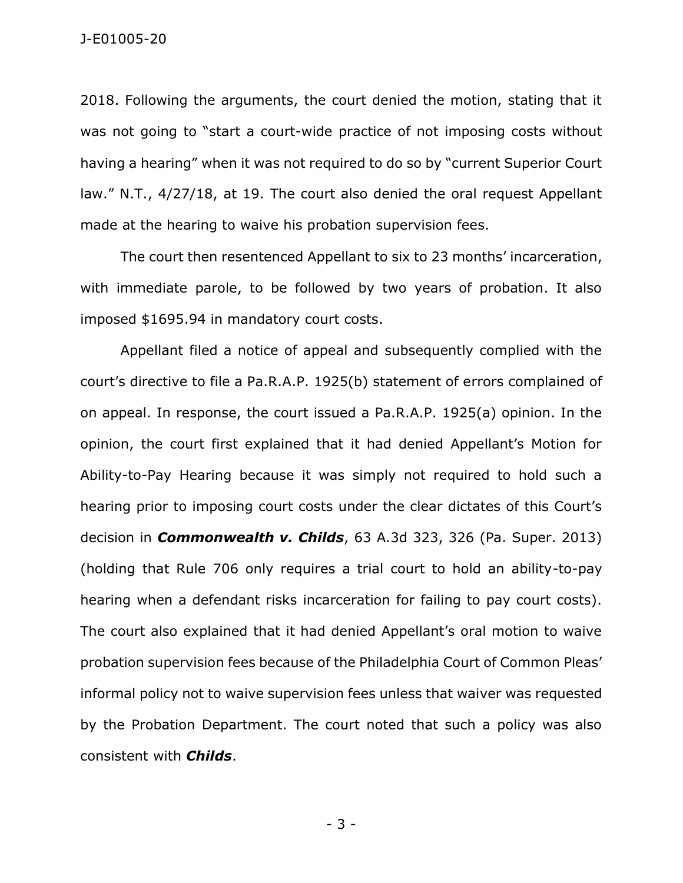2018. Following the arguments, the court denied the motion, stating that it was not going to "start a court-wide practice of not imposing costs without having a hearing" when it was not required to do so by "current Superior Court law." N.T., 4/27/18, at 19. The court also denied the oral request Appellant made at the hearing to waive his probation supervision fees.

The court then resentenced Appellant to six to 23 months' incarceration, with immediate parole, to be followed by two years of probation. It also imposed $1695.94 in mandatory court costs.

Appellant filed a notice of appeal and subsequently complied with the court's directive to file a Pa.R.A.P. 1925(b) statement of errors complained of on appeal. In response, the court issued a Pa.R.A.P. 1925(a) opinion. In the opinion, the court first explained that it had denied Appellant's Motion for Ability-to-Pay Hearing because it was simply not required to hold such a hearing prior to imposing court costs under the clear dictates of this Court's decision in ***Commonwealth v. Childs***, 63 A.3d 323, 326 (Pa. Super. 2013) (holding that Rule 706 only requires a trial court to hold an ability-to-pay hearing when a defendant risks incarceration for failing to pay court costs). The court also explained that it had denied Appellant's oral motion to waive probation supervision fees because of the Philadelphia Court of Common Pleas' informal policy not to waive supervision fees unless that waiver was requested by the Probation Department. The court noted that such a policy was also consistent with ***Childs***.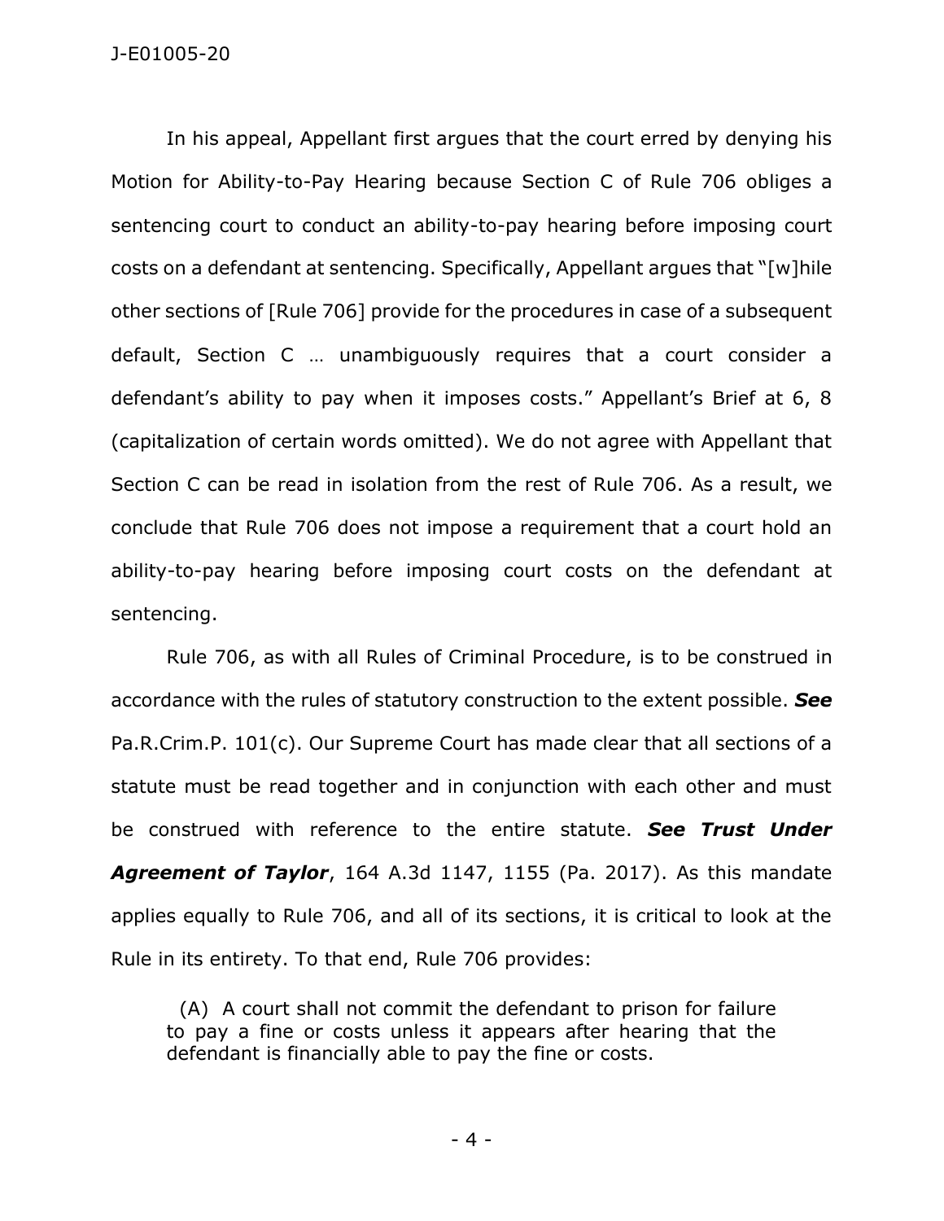In his appeal, Appellant first argues that the court erred by denying his Motion for Ability-to-Pay Hearing because Section C of Rule 706 obliges a sentencing court to conduct an ability-to-pay hearing before imposing court costs on a defendant at sentencing. Specifically, Appellant argues that "[w]hile other sections of [Rule 706] provide for the procedures in case of a subsequent default, Section C … unambiguously requires that a court consider a defendant's ability to pay when it imposes costs." Appellant's Brief at 6, 8 (capitalization of certain words omitted). We do not agree with Appellant that Section C can be read in isolation from the rest of Rule 706. As a result, we conclude that Rule 706 does not impose a requirement that a court hold an ability-to-pay hearing before imposing court costs on the defendant at sentencing.

Rule 706, as with all Rules of Criminal Procedure, is to be construed in accordance with the rules of statutory construction to the extent possible. ***See*** Pa.R.Crim.P. 101(c). Our Supreme Court has made clear that all sections of a statute must be read together and in conjunction with each other and must be construed with reference to the entire statute. ***See Trust Under Agreement of Taylor***, 164 A.3d 1147, 1155 (Pa. 2017). As this mandate applies equally to Rule 706, and all of its sections, it is critical to look at the Rule in its entirety. To that end, Rule 706 provides:

> (A) A court shall not commit the defendant to prison for failure to pay a fine or costs unless it appears after hearing that the defendant is financially able to pay the fine or costs.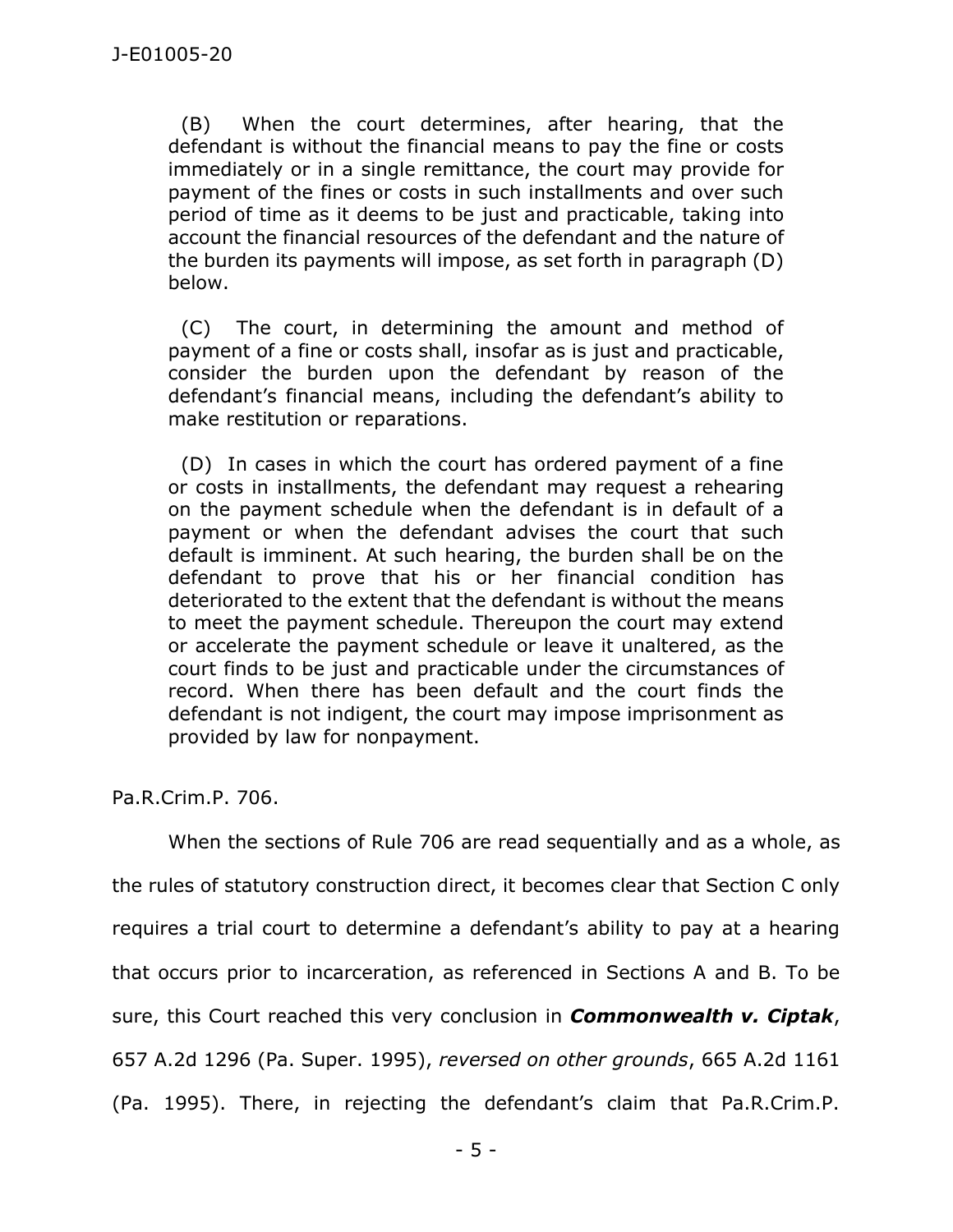(B) When the court determines, after hearing, that the defendant is without the financial means to pay the fine or costs immediately or in a single remittance, the court may provide for payment of the fines or costs in such installments and over such period of time as it deems to be just and practicable, taking into account the financial resources of the defendant and the nature of the burden its payments will impose, as set forth in paragraph (D) below.

> (C) The court, in determining the amount and method of payment of a fine or costs shall, insofar as is just and practicable, consider the burden upon the defendant by reason of the defendant's financial means, including the defendant's ability to make restitution or reparations.
>
> (D) In cases in which the court has ordered payment of a fine or costs in installments, the defendant may request a rehearing on the payment schedule when the defendant is in default of a payment or when the defendant advises the court that such default is imminent. At such hearing, the burden shall be on the defendant to prove that his or her financial condition has deteriorated to the extent that the defendant is without the means to meet the payment schedule. Thereupon the court may extend or accelerate the payment schedule or leave it unaltered, as the court finds to be just and practicable under the circumstances of record. When there has been default and the court finds the defendant is not indigent, the court may impose imprisonment as provided by law for nonpayment.

Pa.R.Crim.P. 706.

When the sections of Rule 706 are read sequentially and as a whole, as the rules of statutory construction direct, it becomes clear that Section C only requires a trial court to determine a defendant's ability to pay at a hearing that occurs prior to incarceration, as referenced in Sections A and B. To be sure, this Court reached this very conclusion in ***Commonwealth v. Ciptak***, 657 A.2d 1296 (Pa. Super. 1995), *reversed on other grounds*, 665 A.2d 1161 (Pa. 1995). There, in rejecting the defendant's claim that Pa.R.Crim.P.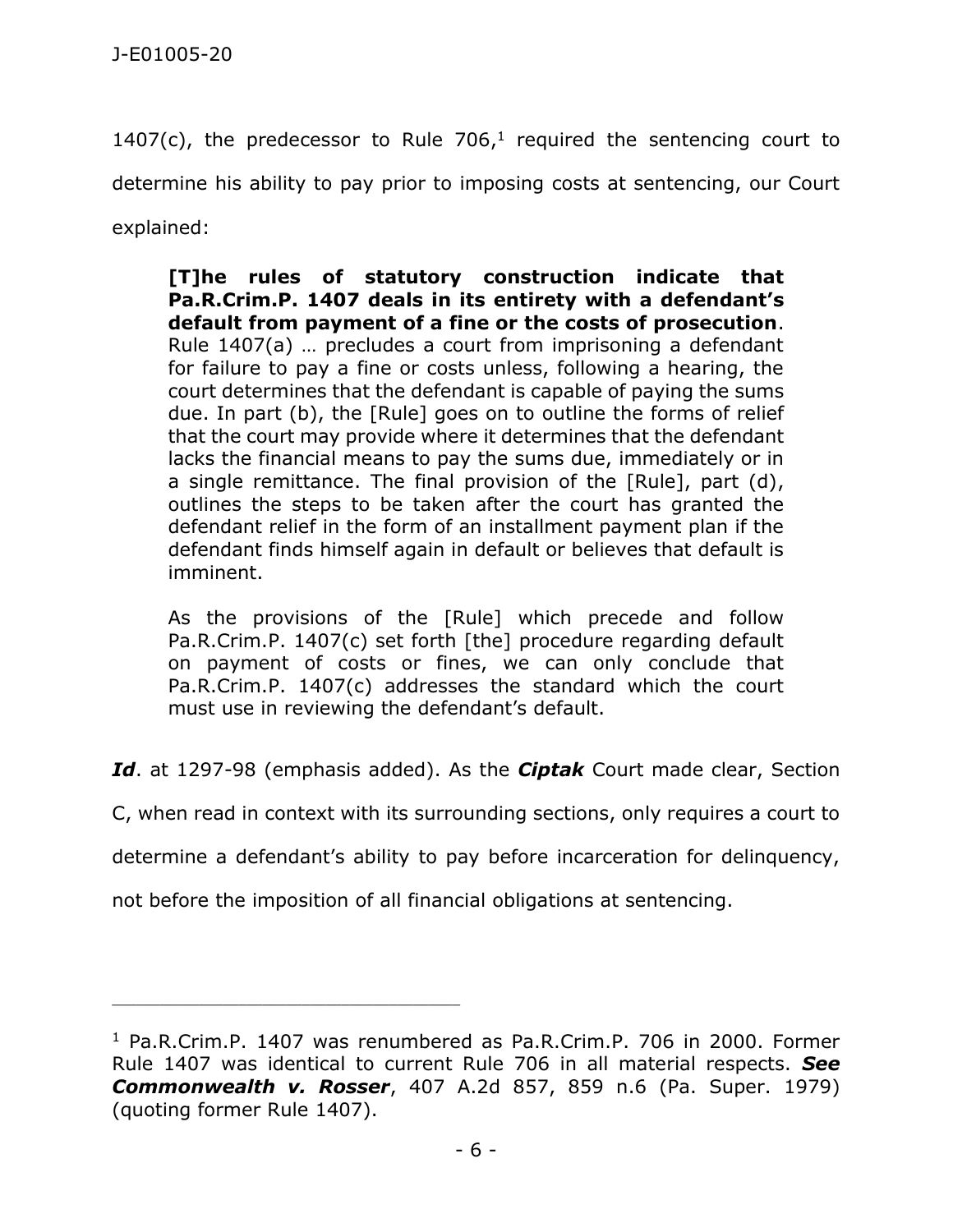1407(c), the predecessor to Rule 706,[1] required the sentencing court to determine his ability to pay prior to imposing costs at sentencing, our Court explained:

> **[T]he rules of statutory construction indicate that Pa.R.Crim.P. 1407 deals in its entirety with a defendant's default from payment of a fine or the costs of prosecution**. Rule 1407(a) … precludes a court from imprisoning a defendant for failure to pay a fine or costs unless, following a hearing, the court determines that the defendant is capable of paying the sums due. In part (b), the [Rule] goes on to outline the forms of relief that the court may provide where it determines that the defendant lacks the financial means to pay the sums due, immediately or in a single remittance. The final provision of the [Rule], part (d), outlines the steps to be taken after the court has granted the defendant relief in the form of an installment payment plan if the defendant finds himself again in default or believes that default is imminent.
>
> As the provisions of the [Rule] which precede and follow Pa.R.Crim.P. 1407(c) set forth [the] procedure regarding default on payment of costs or fines, we can only conclude that Pa.R.Crim.P. 1407(c) addresses the standard which the court must use in reviewing the defendant's default.

***Id***. at 1297-98 (emphasis added). As the ***Ciptak*** Court made clear, Section C, when read in context with its surrounding sections, only requires a court to determine a defendant's ability to pay before incarceration for delinquency, not before the imposition of all financial obligations at sentencing.

---

[1] Pa.R.Crim.P. 1407 was renumbered as Pa.R.Crim.P. 706 in 2000. Former Rule 1407 was identical to current Rule 706 in all material respects. ***See Commonwealth v. Rosser***, 407 A.2d 857, 859 n.6 (Pa. Super. 1979) (quoting former Rule 1407).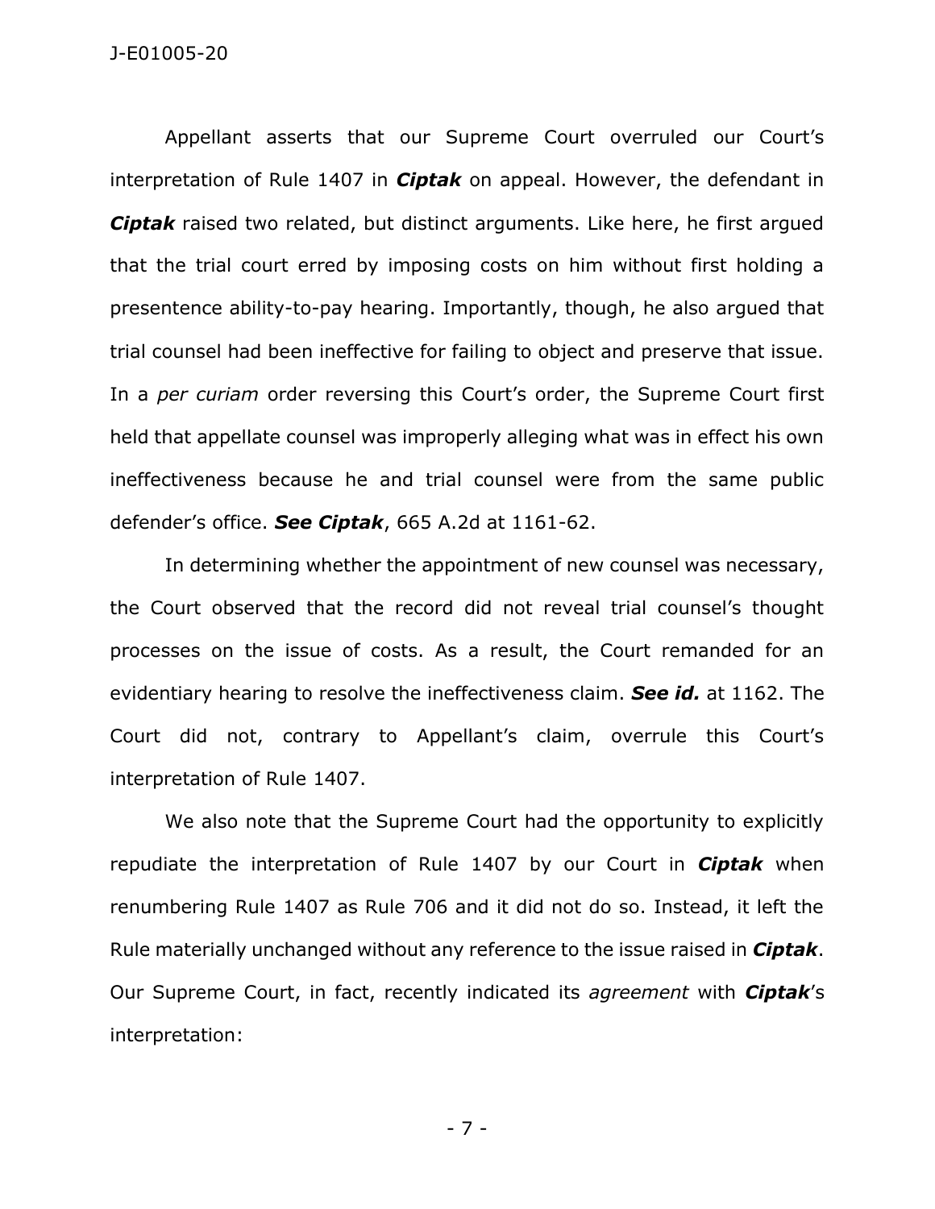Appellant asserts that our Supreme Court overruled our Court's interpretation of Rule 1407 in ***Ciptak*** on appeal. However, the defendant in ***Ciptak*** raised two related, but distinct arguments. Like here, he first argued that the trial court erred by imposing costs on him without first holding a presentence ability-to-pay hearing. Importantly, though, he also argued that trial counsel had been ineffective for failing to object and preserve that issue. In a *per curiam* order reversing this Court's order, the Supreme Court first held that appellate counsel was improperly alleging what was in effect his own ineffectiveness because he and trial counsel were from the same public defender's office. ***See Ciptak***, 665 A.2d at 1161-62.

In determining whether the appointment of new counsel was necessary, the Court observed that the record did not reveal trial counsel's thought processes on the issue of costs. As a result, the Court remanded for an evidentiary hearing to resolve the ineffectiveness claim. ***See id.*** at 1162. The Court did not, contrary to Appellant's claim, overrule this Court's interpretation of Rule 1407.

We also note that the Supreme Court had the opportunity to explicitly repudiate the interpretation of Rule 1407 by our Court in ***Ciptak*** when renumbering Rule 1407 as Rule 706 and it did not do so. Instead, it left the Rule materially unchanged without any reference to the issue raised in ***Ciptak***. Our Supreme Court, in fact, recently indicated its *agreement* with ***Ciptak***'s interpretation: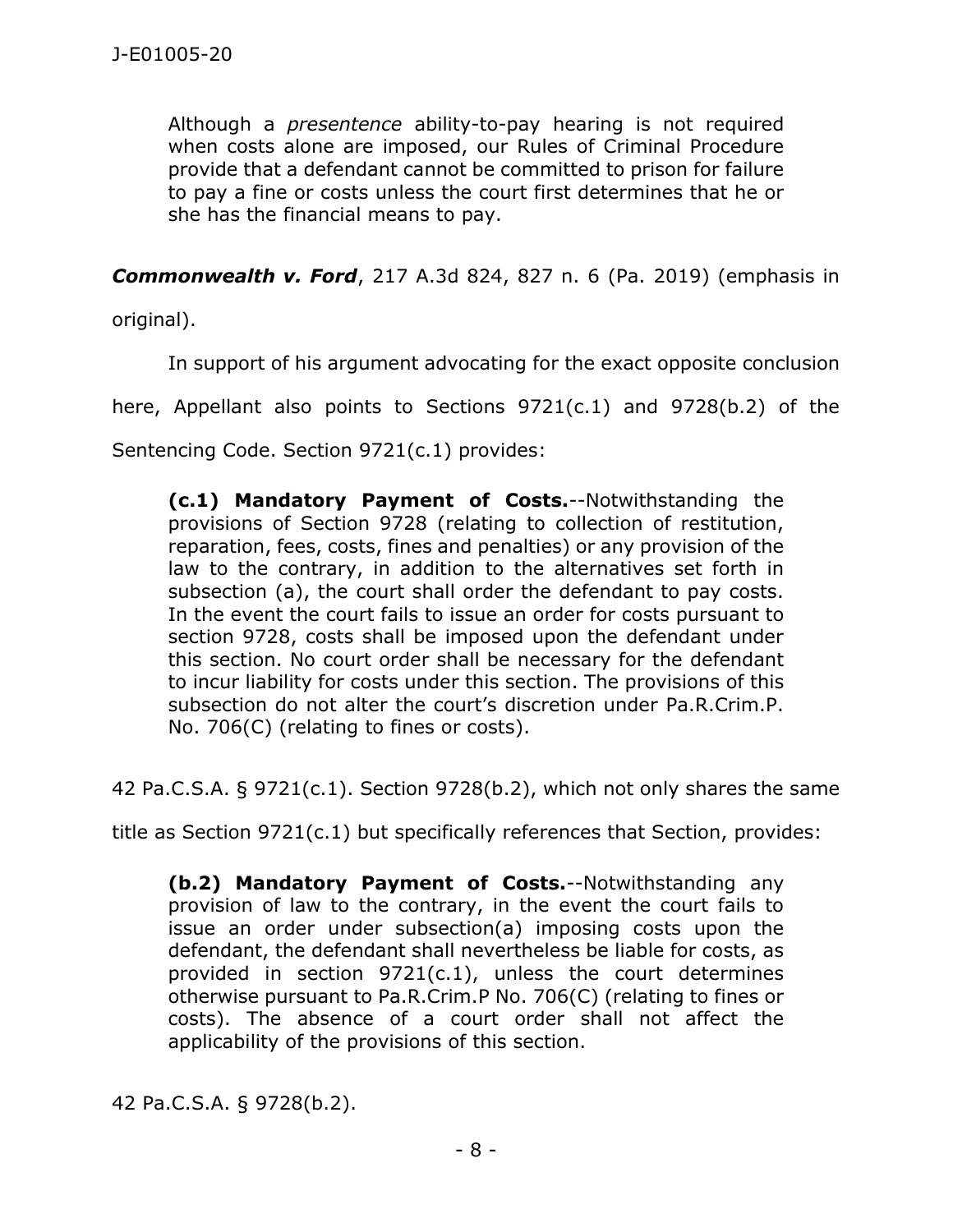> Although a *presentence* ability-to-pay hearing is not required when costs alone are imposed, our Rules of Criminal Procedure provide that a defendant cannot be committed to prison for failure to pay a fine or costs unless the court first determines that he or she has the financial means to pay.

***Commonwealth v. Ford***, 217 A.3d 824, 827 n. 6 (Pa. 2019) (emphasis in original).

In support of his argument advocating for the exact opposite conclusion here, Appellant also points to Sections 9721(c.1) and 9728(b.2) of the Sentencing Code. Section 9721(c.1) provides:

> **(c.1) Mandatory Payment of Costs.**--Notwithstanding the provisions of Section 9728 (relating to collection of restitution, reparation, fees, costs, fines and penalties) or any provision of the law to the contrary, in addition to the alternatives set forth in subsection (a), the court shall order the defendant to pay costs. In the event the court fails to issue an order for costs pursuant to section 9728, costs shall be imposed upon the defendant under this section. No court order shall be necessary for the defendant to incur liability for costs under this section. The provisions of this subsection do not alter the court's discretion under Pa.R.Crim.P. No. 706(C) (relating to fines or costs).

42 Pa.C.S.A. § 9721(c.1). Section 9728(b.2), which not only shares the same title as Section 9721(c.1) but specifically references that Section, provides:

> **(b.2) Mandatory Payment of Costs.**--Notwithstanding any provision of law to the contrary, in the event the court fails to issue an order under subsection(a) imposing costs upon the defendant, the defendant shall nevertheless be liable for costs, as provided in section 9721(c.1), unless the court determines otherwise pursuant to Pa.R.Crim.P No. 706(C) (relating to fines or costs). The absence of a court order shall not affect the applicability of the provisions of this section.

42 Pa.C.S.A. § 9728(b.2).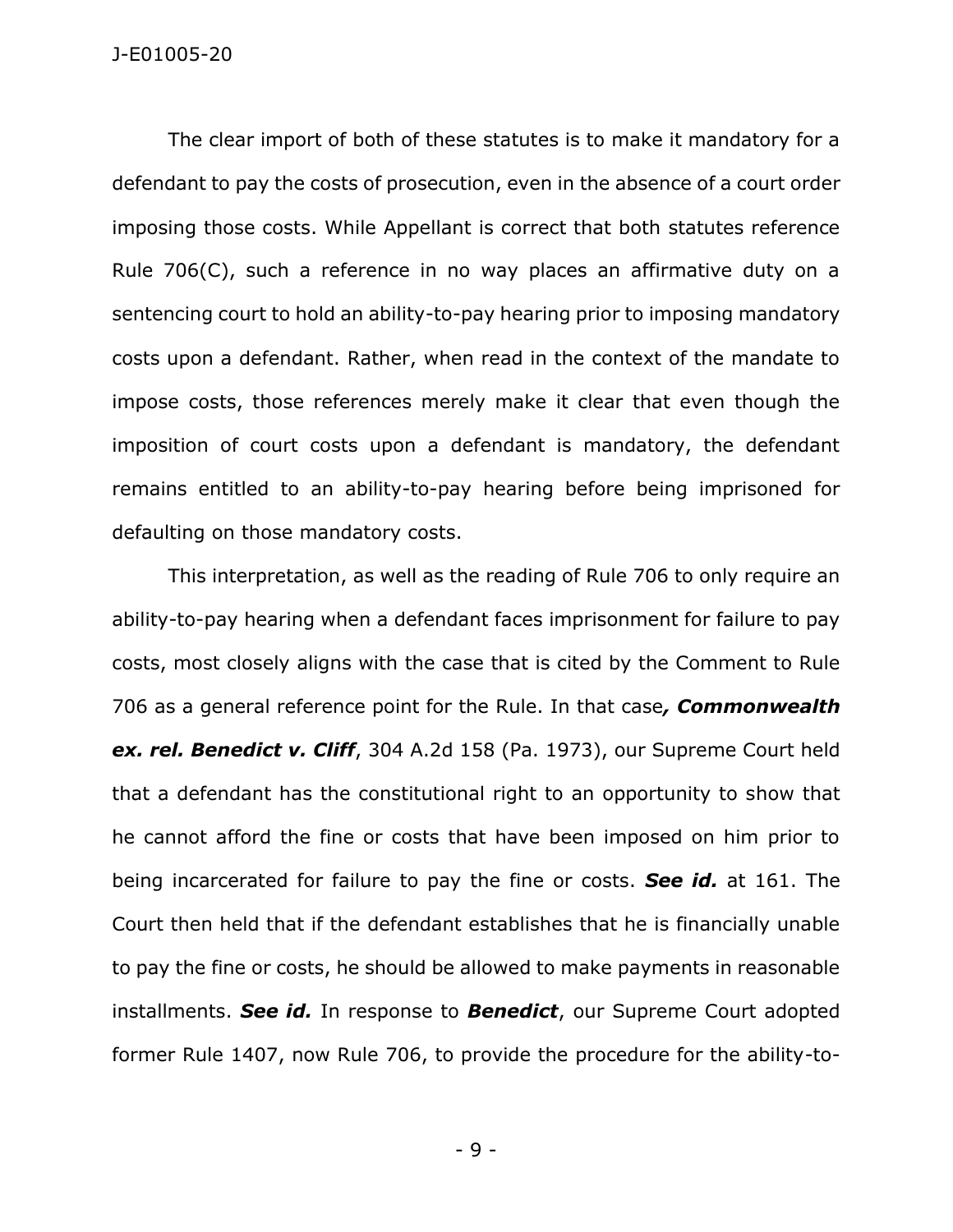The clear import of both of these statutes is to make it mandatory for a defendant to pay the costs of prosecution, even in the absence of a court order imposing those costs. While Appellant is correct that both statutes reference Rule 706(C), such a reference in no way places an affirmative duty on a sentencing court to hold an ability-to-pay hearing prior to imposing mandatory costs upon a defendant. Rather, when read in the context of the mandate to impose costs, those references merely make it clear that even though the imposition of court costs upon a defendant is mandatory, the defendant remains entitled to an ability-to-pay hearing before being imprisoned for defaulting on those mandatory costs.

This interpretation, as well as the reading of Rule 706 to only require an ability-to-pay hearing when a defendant faces imprisonment for failure to pay costs, most closely aligns with the case that is cited by the Comment to Rule 706 as a general reference point for the Rule. In that case***, Commonwealth ex. rel. Benedict v. Cliff***, 304 A.2d 158 (Pa. 1973), our Supreme Court held that a defendant has the constitutional right to an opportunity to show that he cannot afford the fine or costs that have been imposed on him prior to being incarcerated for failure to pay the fine or costs. ***See id.*** at 161. The Court then held that if the defendant establishes that he is financially unable to pay the fine or costs, he should be allowed to make payments in reasonable installments. ***See id.*** In response to ***Benedict***, our Supreme Court adopted former Rule 1407, now Rule 706, to provide the procedure for the ability-to-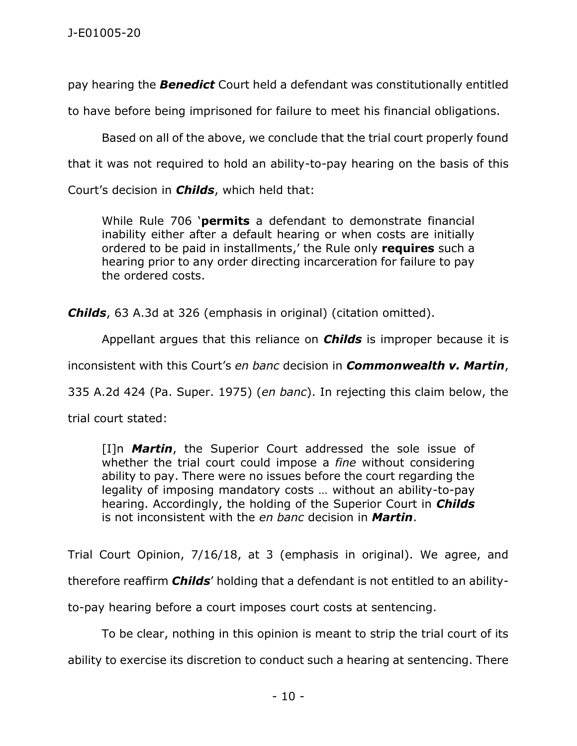pay hearing the ***Benedict*** Court held a defendant was constitutionally entitled to have before being imprisoned for failure to meet his financial obligations.

Based on all of the above, we conclude that the trial court properly found that it was not required to hold an ability-to-pay hearing on the basis of this Court's decision in ***Childs***, which held that:

> While Rule 706 '**permits** a defendant to demonstrate financial inability either after a default hearing or when costs are initially ordered to be paid in installments,' the Rule only **requires** such a hearing prior to any order directing incarceration for failure to pay the ordered costs.

***Childs***, 63 A.3d at 326 (emphasis in original) (citation omitted).

Appellant argues that this reliance on ***Childs*** is improper because it is inconsistent with this Court's *en banc* decision in ***Commonwealth v. Martin***, 335 A.2d 424 (Pa. Super. 1975) (*en banc*). In rejecting this claim below, the trial court stated:

> [I]n ***Martin***, the Superior Court addressed the sole issue of whether the trial court could impose a *fine* without considering ability to pay. There were no issues before the court regarding the legality of imposing mandatory costs … without an ability-to-pay hearing. Accordingly, the holding of the Superior Court in ***Childs*** is not inconsistent with the *en banc* decision in ***Martin***.

Trial Court Opinion, 7/16/18, at 3 (emphasis in original). We agree, and therefore reaffirm ***Childs***' holding that a defendant is not entitled to an ability-to-pay hearing before a court imposes court costs at sentencing.

To be clear, nothing in this opinion is meant to strip the trial court of its ability to exercise its discretion to conduct such a hearing at sentencing. There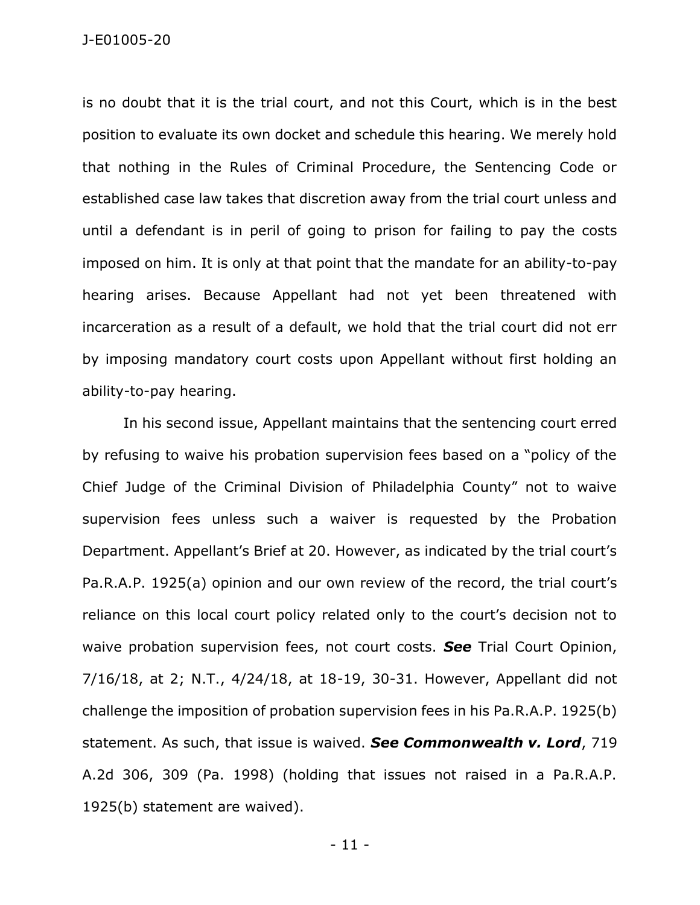is no doubt that it is the trial court, and not this Court, which is in the best position to evaluate its own docket and schedule this hearing. We merely hold that nothing in the Rules of Criminal Procedure, the Sentencing Code or established case law takes that discretion away from the trial court unless and until a defendant is in peril of going to prison for failing to pay the costs imposed on him. It is only at that point that the mandate for an ability-to-pay hearing arises. Because Appellant had not yet been threatened with incarceration as a result of a default, we hold that the trial court did not err by imposing mandatory court costs upon Appellant without first holding an ability-to-pay hearing.

In his second issue, Appellant maintains that the sentencing court erred by refusing to waive his probation supervision fees based on a "policy of the Chief Judge of the Criminal Division of Philadelphia County" not to waive supervision fees unless such a waiver is requested by the Probation Department. Appellant's Brief at 20. However, as indicated by the trial court's Pa.R.A.P. 1925(a) opinion and our own review of the record, the trial court's reliance on this local court policy related only to the court's decision not to waive probation supervision fees, not court costs. ***See*** Trial Court Opinion, 7/16/18, at 2; N.T., 4/24/18, at 18-19, 30-31. However, Appellant did not challenge the imposition of probation supervision fees in his Pa.R.A.P. 1925(b) statement. As such, that issue is waived. ***See Commonwealth v. Lord***, 719 A.2d 306, 309 (Pa. 1998) (holding that issues not raised in a Pa.R.A.P. 1925(b) statement are waived).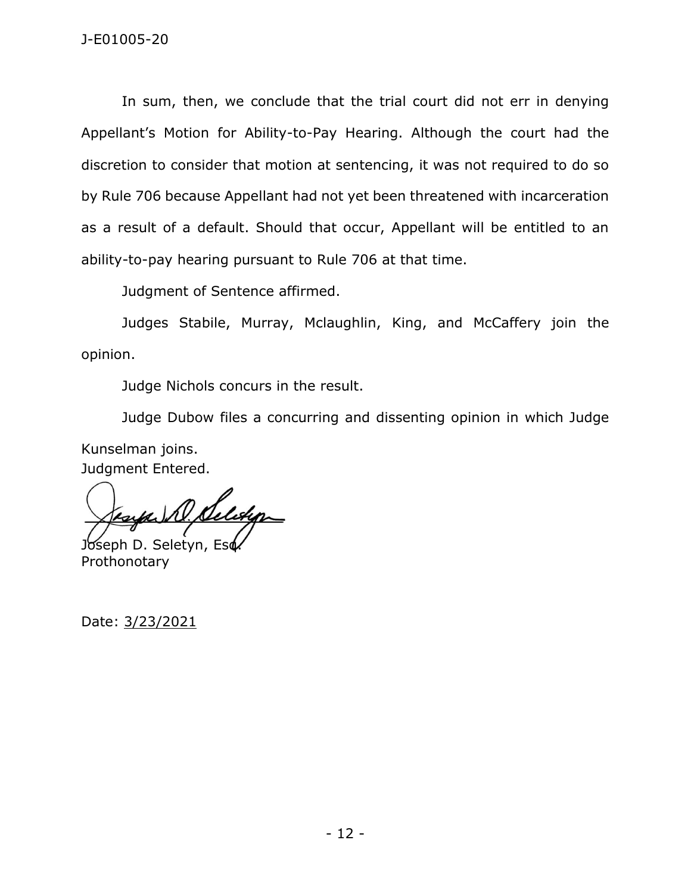In sum, then, we conclude that the trial court did not err in denying Appellant's Motion for Ability-to-Pay Hearing. Although the court had the discretion to consider that motion at sentencing, it was not required to do so by Rule 706 because Appellant had not yet been threatened with incarceration as a result of a default. Should that occur, Appellant will be entitled to an ability-to-pay hearing pursuant to Rule 706 at that time.

Judgment of Sentence affirmed.

Judges Stabile, Murray, Mclaughlin, King, and McCaffery join the opinion.

Judge Nichols concurs in the result.

Judge Dubow files a concurring and dissenting opinion in which Judge Kunselman joins.

Judgment Entered.

Joseph D. Seletyn, Esq.
Prothonotary

Date: 3/23/2021